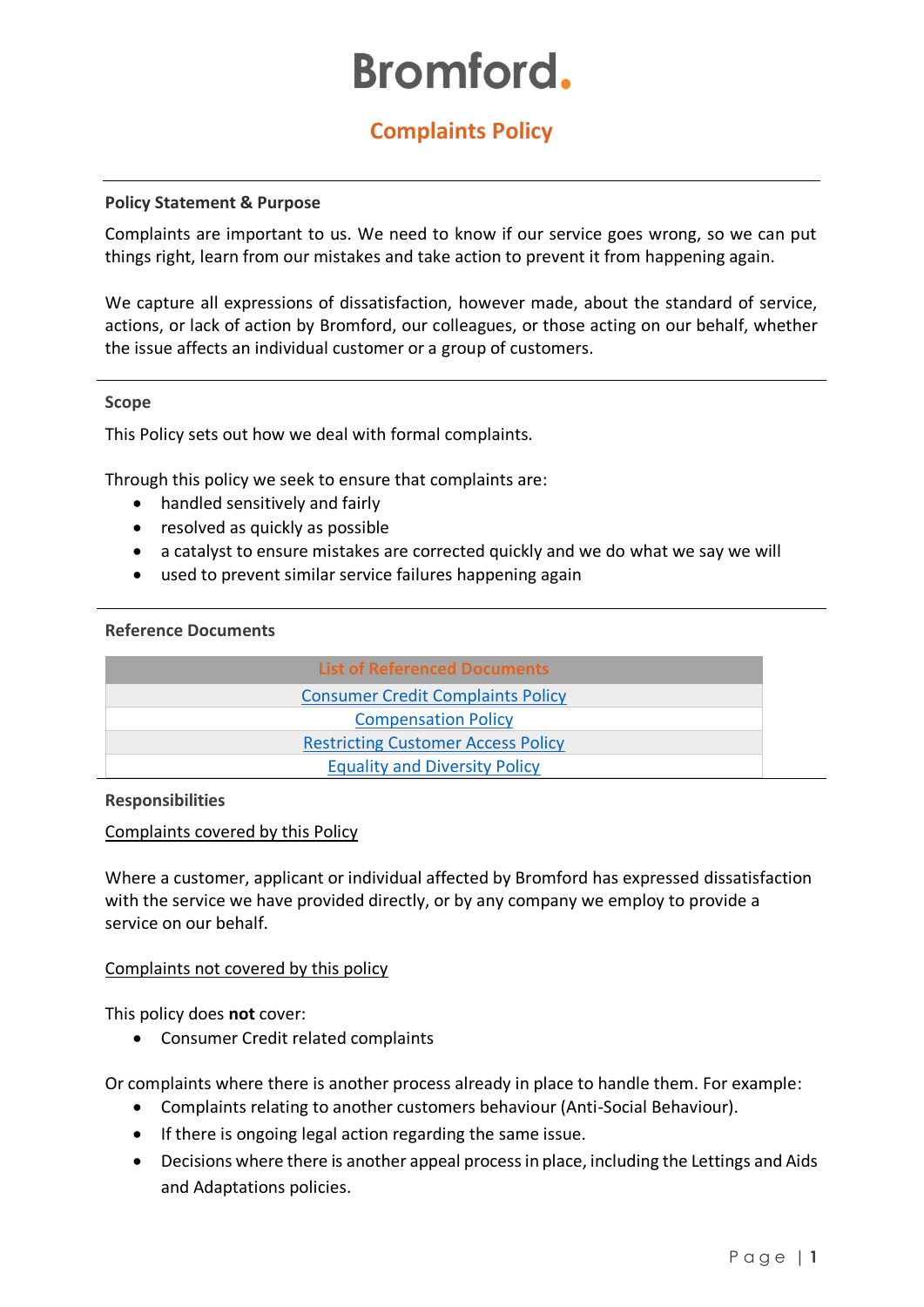# Bromford.

## Complaints Policy

**Policy Statement & Purpose**

Complaints are important to us. We need to know if our service goes wrong, so we can put things right, learn from our mistakes and take action to prevent it from happening again.

We capture all expressions of dissatisfaction, however made, about the standard of service, actions, or lack of action by Bromford, our colleagues, or those acting on our behalf, whether the issue affects an individual customer or a group of customers.

**Scope**

This Policy sets out how we deal with formal complaints.

Through this policy we seek to ensure that complaints are:

- handled sensitively and fairly
- resolved as quickly as possible
- a catalyst to ensure mistakes are corrected quickly and we do what we say we will
- used to prevent similar service failures happening again

**Reference Documents**

| List of Referenced Documents |
| --- |
| Consumer Credit Complaints Policy |
| Compensation Policy |
| Restricting Customer Access Policy |
| Equality and Diversity Policy |

**Responsibilities**

Complaints covered by this Policy

Where a customer, applicant or individual affected by Bromford has expressed dissatisfaction with the service we have provided directly, or by any company we employ to provide a service on our behalf.

Complaints not covered by this policy

This policy does **not** cover:

- Consumer Credit related complaints

Or complaints where there is another process already in place to handle them. For example:

- Complaints relating to another customers behaviour (Anti-Social Behaviour).
- If there is ongoing legal action regarding the same issue.
- Decisions where there is another appeal process in place, including the Lettings and Aids and Adaptations policies.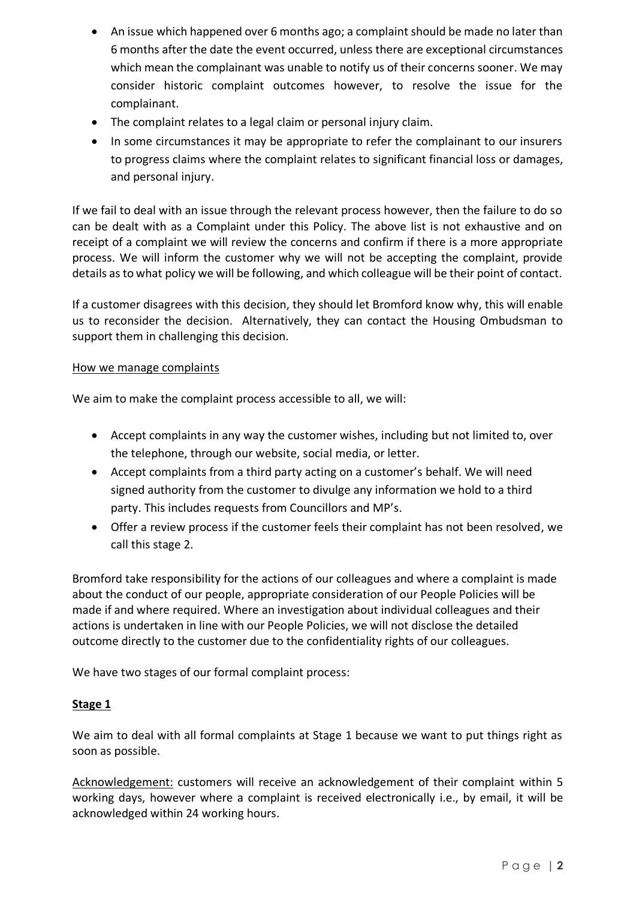- An issue which happened over 6 months ago; a complaint should be made no later than 6 months after the date the event occurred, unless there are exceptional circumstances which mean the complainant was unable to notify us of their concerns sooner. We may consider historic complaint outcomes however, to resolve the issue for the complainant.
- The complaint relates to a legal claim or personal injury claim.
- In some circumstances it may be appropriate to refer the complainant to our insurers to progress claims where the complaint relates to significant financial loss or damages, and personal injury.

If we fail to deal with an issue through the relevant process however, then the failure to do so can be dealt with as a Complaint under this Policy. The above list is not exhaustive and on receipt of a complaint we will review the concerns and confirm if there is a more appropriate process. We will inform the customer why we will not be accepting the complaint, provide details as to what policy we will be following, and which colleague will be their point of contact.

If a customer disagrees with this decision, they should let Bromford know why, this will enable us to reconsider the decision. Alternatively, they can contact the Housing Ombudsman to support them in challenging this decision.

<u>How we manage complaints</u>

We aim to make the complaint process accessible to all, we will:

- Accept complaints in any way the customer wishes, including but not limited to, over the telephone, through our website, social media, or letter.
- Accept complaints from a third party acting on a customer's behalf. We will need signed authority from the customer to divulge any information we hold to a third party. This includes requests from Councillors and MP's.
- Offer a review process if the customer feels their complaint has not been resolved, we call this stage 2.

Bromford take responsibility for the actions of our colleagues and where a complaint is made about the conduct of our people, appropriate consideration of our People Policies will be made if and where required. Where an investigation about individual colleagues and their actions is undertaken in line with our People Policies, we will not disclose the detailed outcome directly to the customer due to the confidentiality rights of our colleagues.

We have two stages of our formal complaint process:

**Stage 1**

We aim to deal with all formal complaints at Stage 1 because we want to put things right as soon as possible.

<u>Acknowledgement:</u> customers will receive an acknowledgement of their complaint within 5 working days, however where a complaint is received electronically i.e., by email, it will be acknowledged within 24 working hours.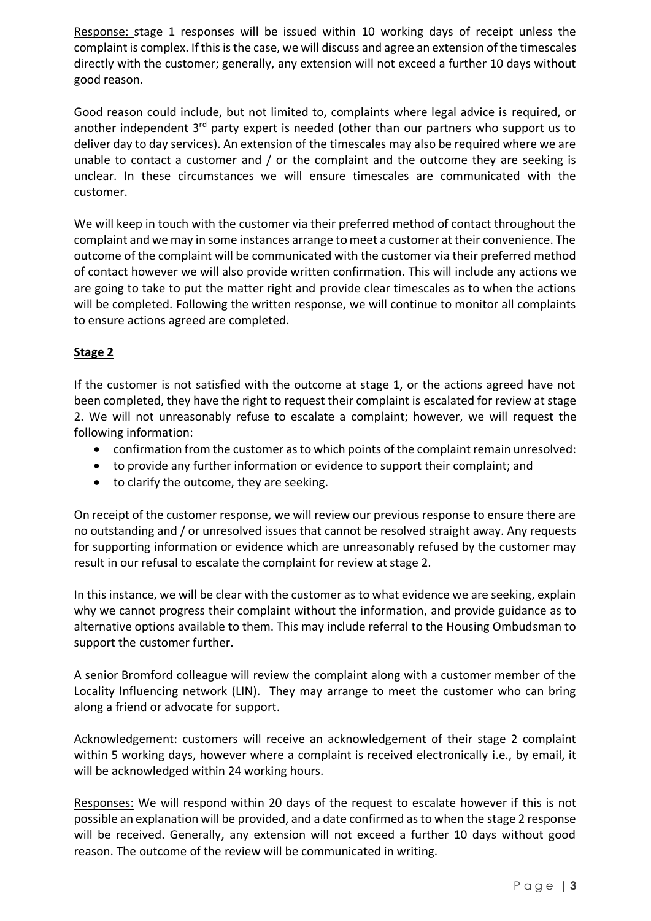Response: stage 1 responses will be issued within 10 working days of receipt unless the complaint is complex. If this is the case, we will discuss and agree an extension of the timescales directly with the customer; generally, any extension will not exceed a further 10 days without good reason.

Good reason could include, but not limited to, complaints where legal advice is required, or another independent 3rd party expert is needed (other than our partners who support us to deliver day to day services). An extension of the timescales may also be required where we are unable to contact a customer and / or the complaint and the outcome they are seeking is unclear. In these circumstances we will ensure timescales are communicated with the customer.

We will keep in touch with the customer via their preferred method of contact throughout the complaint and we may in some instances arrange to meet a customer at their convenience. The outcome of the complaint will be communicated with the customer via their preferred method of contact however we will also provide written confirmation. This will include any actions we are going to take to put the matter right and provide clear timescales as to when the actions will be completed. Following the written response, we will continue to monitor all complaints to ensure actions agreed are completed.

## Stage 2

If the customer is not satisfied with the outcome at stage 1, or the actions agreed have not been completed, they have the right to request their complaint is escalated for review at stage 2. We will not unreasonably refuse to escalate a complaint; however, we will request the following information:

- confirmation from the customer as to which points of the complaint remain unresolved:
- to provide any further information or evidence to support their complaint; and
- to clarify the outcome, they are seeking.

On receipt of the customer response, we will review our previous response to ensure there are no outstanding and / or unresolved issues that cannot be resolved straight away. Any requests for supporting information or evidence which are unreasonably refused by the customer may result in our refusal to escalate the complaint for review at stage 2.

In this instance, we will be clear with the customer as to what evidence we are seeking, explain why we cannot progress their complaint without the information, and provide guidance as to alternative options available to them. This may include referral to the Housing Ombudsman to support the customer further.

A senior Bromford colleague will review the complaint along with a customer member of the Locality Influencing network (LIN). They may arrange to meet the customer who can bring along a friend or advocate for support.

Acknowledgement: customers will receive an acknowledgement of their stage 2 complaint within 5 working days, however where a complaint is received electronically i.e., by email, it will be acknowledged within 24 working hours.

Responses: We will respond within 20 days of the request to escalate however if this is not possible an explanation will be provided, and a date confirmed as to when the stage 2 response will be received. Generally, any extension will not exceed a further 10 days without good reason. The outcome of the review will be communicated in writing.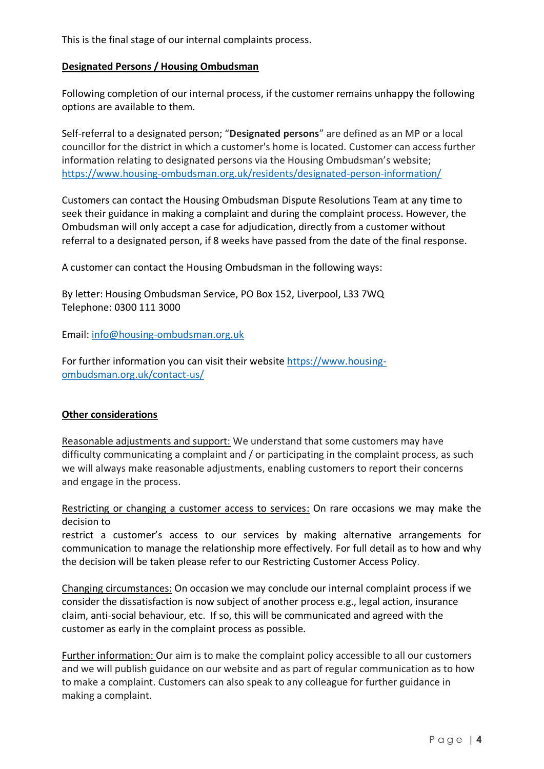This is the final stage of our internal complaints process.

## Designated Persons / Housing Ombudsman

Following completion of our internal process, if the customer remains unhappy the following options are available to them.

Self-referral to a designated person; "**Designated persons**" are defined as an MP or a local councillor for the district in which a customer's home is located. Customer can access further information relating to designated persons via the Housing Ombudsman's website; https://www.housing-ombudsman.org.uk/residents/designated-person-information/

Customers can contact the Housing Ombudsman Dispute Resolutions Team at any time to seek their guidance in making a complaint and during the complaint process. However, the Ombudsman will only accept a case for adjudication, directly from a customer without referral to a designated person, if 8 weeks have passed from the date of the final response.

A customer can contact the Housing Ombudsman in the following ways:

By letter: Housing Ombudsman Service, PO Box 152, Liverpool, L33 7WQ
Telephone: 0300 111 3000

Email: info@housing-ombudsman.org.uk

For further information you can visit their website https://www.housing-ombudsman.org.uk/contact-us/

## Other considerations

Reasonable adjustments and support: We understand that some customers may have difficulty communicating a complaint and / or participating in the complaint process, as such we will always make reasonable adjustments, enabling customers to report their concerns and engage in the process.

Restricting or changing a customer access to services: On rare occasions we may make the decision to restrict a customer's access to our services by making alternative arrangements for communication to manage the relationship more effectively. For full detail as to how and why the decision will be taken please refer to our Restricting Customer Access Policy.

Changing circumstances: On occasion we may conclude our internal complaint process if we consider the dissatisfaction is now subject of another process e.g., legal action, insurance claim, anti-social behaviour, etc. If so, this will be communicated and agreed with the customer as early in the complaint process as possible.

Further information: Our aim is to make the complaint policy accessible to all our customers and we will publish guidance on our website and as part of regular communication as to how to make a complaint. Customers can also speak to any colleague for further guidance in making a complaint.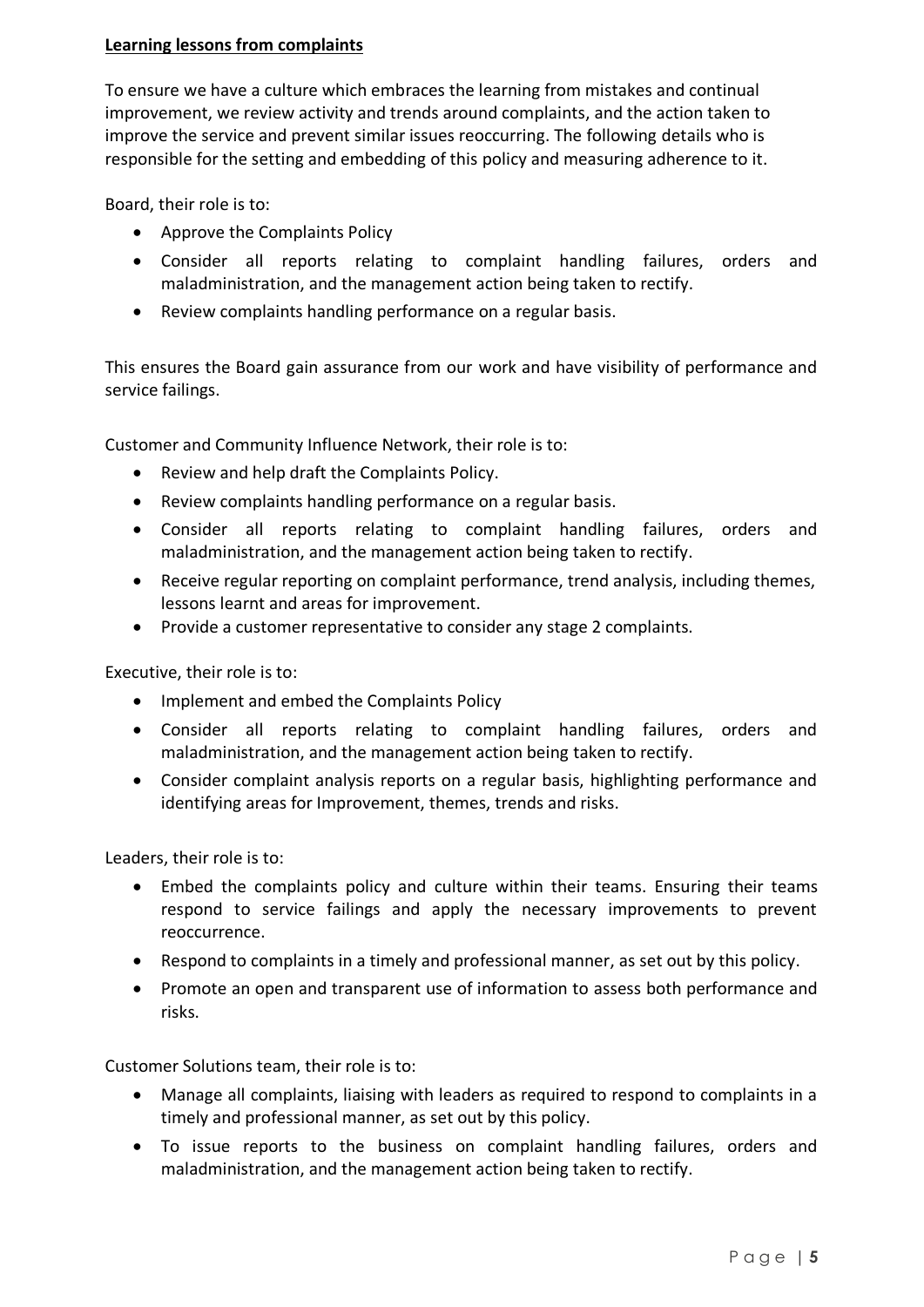**Learning lessons from complaints**

To ensure we have a culture which embraces the learning from mistakes and continual improvement, we review activity and trends around complaints, and the action taken to improve the service and prevent similar issues reoccurring. The following details who is responsible for the setting and embedding of this policy and measuring adherence to it.

Board, their role is to:

- Approve the Complaints Policy
- Consider all reports relating to complaint handling failures, orders and maladministration, and the management action being taken to rectify.
- Review complaints handling performance on a regular basis.

This ensures the Board gain assurance from our work and have visibility of performance and service failings.

Customer and Community Influence Network, their role is to:

- Review and help draft the Complaints Policy.
- Review complaints handling performance on a regular basis.
- Consider all reports relating to complaint handling failures, orders and maladministration, and the management action being taken to rectify.
- Receive regular reporting on complaint performance, trend analysis, including themes, lessons learnt and areas for improvement.
- Provide a customer representative to consider any stage 2 complaints.

Executive, their role is to:

- Implement and embed the Complaints Policy
- Consider all reports relating to complaint handling failures, orders and maladministration, and the management action being taken to rectify.
- Consider complaint analysis reports on a regular basis, highlighting performance and identifying areas for Improvement, themes, trends and risks.

Leaders, their role is to:

- Embed the complaints policy and culture within their teams. Ensuring their teams respond to service failings and apply the necessary improvements to prevent reoccurrence.
- Respond to complaints in a timely and professional manner, as set out by this policy.
- Promote an open and transparent use of information to assess both performance and risks.

Customer Solutions team, their role is to:

- Manage all complaints, liaising with leaders as required to respond to complaints in a timely and professional manner, as set out by this policy.
- To issue reports to the business on complaint handling failures, orders and maladministration, and the management action being taken to rectify.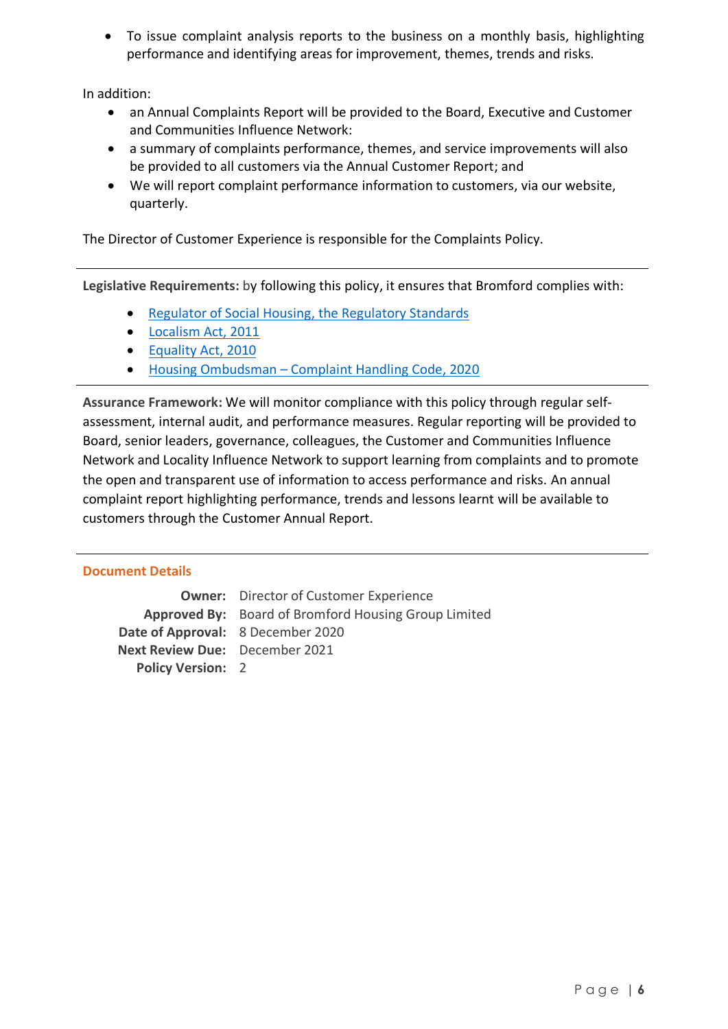- To issue complaint analysis reports to the business on a monthly basis, highlighting performance and identifying areas for improvement, themes, trends and risks.

In addition:

- an Annual Complaints Report will be provided to the Board, Executive and Customer and Communities Influence Network:
- a summary of complaints performance, themes, and service improvements will also be provided to all customers via the Annual Customer Report; and
- We will report complaint performance information to customers, via our website, quarterly.

The Director of Customer Experience is responsible for the Complaints Policy.

---

**Legislative Requirements:** by following this policy, it ensures that Bromford complies with:

- Regulator of Social Housing, the Regulatory Standards
- Localism Act, 2011
- Equality Act, 2010
- Housing Ombudsman – Complaint Handling Code, 2020

---

**Assurance Framework:** We will monitor compliance with this policy through regular self-assessment, internal audit, and performance measures. Regular reporting will be provided to Board, senior leaders, governance, colleagues, the Customer and Communities Influence Network and Locality Influence Network to support learning from complaints and to promote the open and transparent use of information to access performance and risks. An annual complaint report highlighting performance, trends and lessons learnt will be available to customers through the Customer Annual Report.

---

**Document Details**

**Owner:** Director of Customer Experience
**Approved By:** Board of Bromford Housing Group Limited
**Date of Approval:** 8 December 2020
**Next Review Due:** December 2021
**Policy Version:** 2